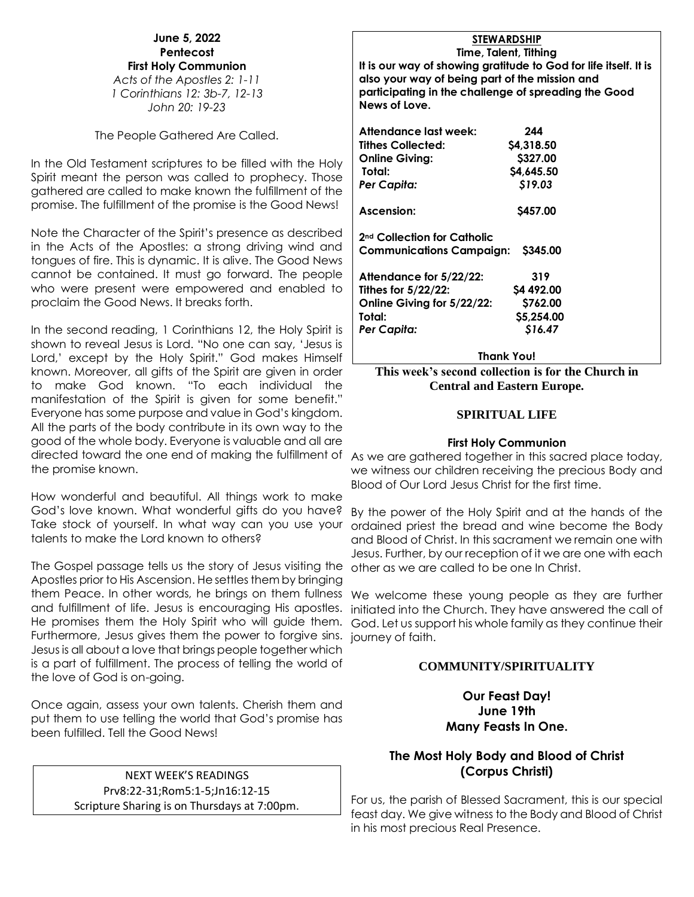**June 5, 2022**
**Pentecost**
**First Holy Communion**
*Acts of the Apostles 2: 1-11*
*1 Corinthians 12: 3b-7, 12-13*
*John 20: 19-23*

The People Gathered Are Called.

In the Old Testament scriptures to be filled with the Holy Spirit meant the person was called to prophecy. Those gathered are called to make known the fulfillment of the promise. The fulfillment of the promise is the Good News!

Note the Character of the Spirit's presence as described in the Acts of the Apostles: a strong driving wind and tongues of fire. This is dynamic. It is alive. The Good News cannot be contained. It must go forward. The people who were present were empowered and enabled to proclaim the Good News. It breaks forth.

In the second reading, 1 Corinthians 12, the Holy Spirit is shown to reveal Jesus is Lord. "No one can say, 'Jesus is Lord,' except by the Holy Spirit." God makes Himself known. Moreover, all gifts of the Spirit are given in order to make God known. "To each individual the manifestation of the Spirit is given for some benefit." Everyone has some purpose and value in God's kingdom. All the parts of the body contribute in its own way to the good of the whole body. Everyone is valuable and all are directed toward the one end of making the fulfillment of the promise known.

How wonderful and beautiful. All things work to make God's love known. What wonderful gifts do you have? Take stock of yourself. In what way can you use your talents to make the Lord known to others?

The Gospel passage tells us the story of Jesus visiting the Apostles prior to His Ascension. He settles them by bringing them Peace. In other words, he brings on them fullness and fulfillment of life. Jesus is encouraging His apostles. He promises them the Holy Spirit who will guide them. Furthermore, Jesus gives them the power to forgive sins. Jesus is all about a love that brings people together which is a part of fulfillment. The process of telling the world of the love of God is on-going.

Once again, assess your own talents. Cherish them and put them to use telling the world that God's promise has been fulfilled. Tell the Good News!

NEXT WEEK'S READINGS
Prv8:22-31;Rom5:1-5;Jn16:12-15
Scripture Sharing is on Thursdays at 7:00pm.

**STEWARDSHIP**
**Time, Talent, Tithing**
**It is our way of showing gratitude to God for life itself. It is also your way of being part of the mission and participating in the challenge of spreading the Good News of Love.**

| | |
|---|---|
| **Attendance last week:** | **244** |
| **Tithes Collected:** | **$4,318.50** |
| **Online Giving:** | **$327.00** |
| **Total:** | **$4,645.50** |
| ***Per Capita:*** | ***$19.03*** |
| **Ascension:** | **$457.00** |
| **2nd Collection for Catholic Communications Campaign:** | **$345.00** |
| **Attendance for 5/22/22:** | **319** |
| **Tithes for 5/22/22:** | **$4 492.00** |
| **Online Giving for 5/22/22:** | **$762.00** |
| **Total:** | **$5,254.00** |
| ***Per Capita:*** | ***$16.47*** |

**Thank You!**

**This week's second collection is for the Church in Central and Eastern Europe.**

## SPIRITUAL LIFE

**First Holy Communion**

As we are gathered together in this sacred place today, we witness our children receiving the precious Body and Blood of Our Lord Jesus Christ for the first time.

By the power of the Holy Spirit and at the hands of the ordained priest the bread and wine become the Body and Blood of Christ. In this sacrament we remain one with Jesus. Further, by our reception of it we are one with each other as we are called to be one In Christ.

We welcome these young people as they are further initiated into the Church. They have answered the call of God. Let us support his whole family as they continue their journey of faith.

## COMMUNITY/SPIRITUALITY

**Our Feast Day!**
**June 19th**
**Many Feasts In One.**

**The Most Holy Body and Blood of Christ (Corpus Christi)**

For us, the parish of Blessed Sacrament, this is our special feast day. We give witness to the Body and Blood of Christ in his most precious Real Presence.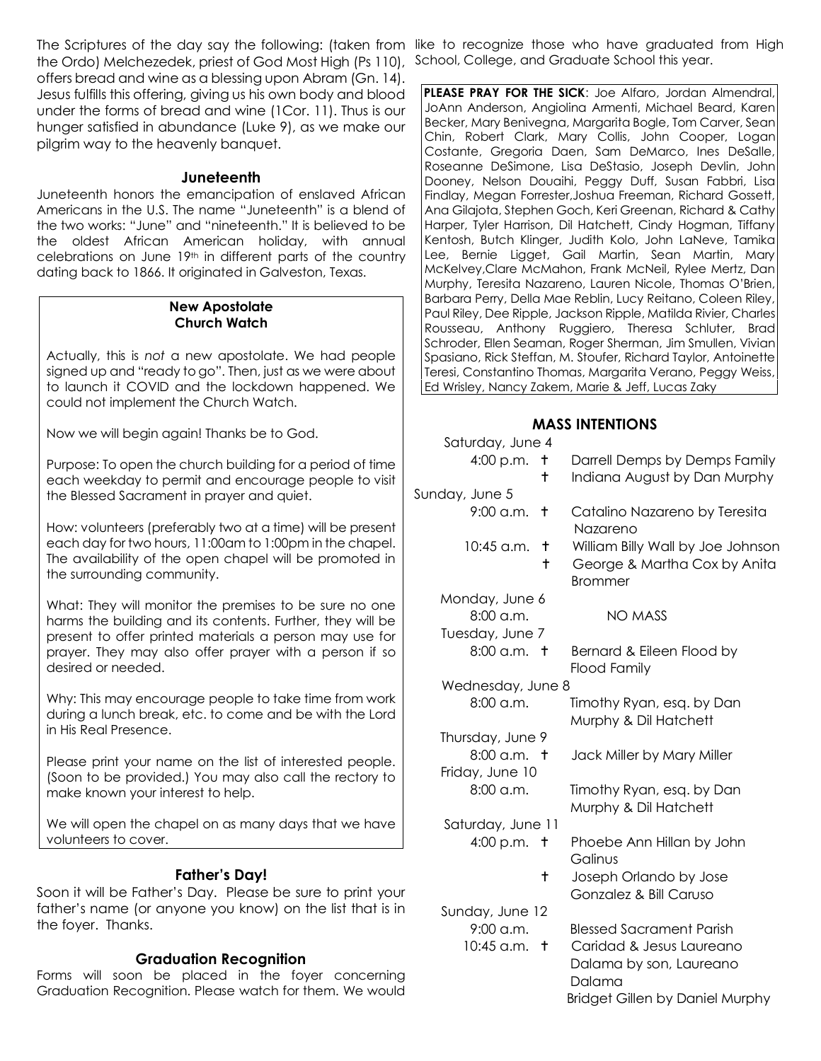The Scriptures of the day say the following: (taken from the Ordo) Melchezedek, priest of God Most High (Ps 110), offers bread and wine as a blessing upon Abram (Gn. 14). Jesus fulfills this offering, giving us his own body and blood under the forms of bread and wine (1Cor. 11). Thus is our hunger satisfied in abundance (Luke 9), as we make our pilgrim way to the heavenly banquet.

### Juneteenth

Juneteenth honors the emancipation of enslaved African Americans in the U.S. The name "Juneteenth" is a blend of the two works: "June" and "nineteenth." It is believed to be the oldest African American holiday, with annual celebrations on June 19th in different parts of the country dating back to 1866. It originated in Galveston, Texas.

### New Apostolate
### Church Watch

Actually, this is *not* a new apostolate. We had people signed up and "ready to go". Then, just as we were about to launch it COVID and the lockdown happened. We could not implement the Church Watch.

Now we will begin again! Thanks be to God.

Purpose: To open the church building for a period of time each weekday to permit and encourage people to visit the Blessed Sacrament in prayer and quiet.

How: volunteers (preferably two at a time) will be present each day for two hours, 11:00am to 1:00pm in the chapel. The availability of the open chapel will be promoted in the surrounding community.

What: They will monitor the premises to be sure no one harms the building and its contents. Further, they will be present to offer printed materials a person may use for prayer. They may also offer prayer with a person if so desired or needed.

Why: This may encourage people to take time from work during a lunch break, etc. to come and be with the Lord in His Real Presence.

Please print your name on the list of interested people. (Soon to be provided.) You may also call the rectory to make known your interest to help.

We will open the chapel on as many days that we have volunteers to cover.

### Father's Day!

Soon it will be Father's Day. Please be sure to print your father's name (or anyone you know) on the list that is in the foyer. Thanks.

### Graduation Recognition

Forms will soon be placed in the foyer concerning Graduation Recognition. Please watch for them. We would like to recognize those who have graduated from High School, College, and Graduate School this year.

**PLEASE PRAY FOR THE SICK**: Joe Alfaro, Jordan Almendral, JoAnn Anderson, Angiolina Armenti, Michael Beard, Karen Becker, Mary Benivegna, Margarita Bogle, Tom Carver, Sean Chin, Robert Clark, Mary Collis, John Cooper, Logan Costante, Gregoria Daen, Sam DeMarco, Ines DeSalle, Roseanne DeSimone, Lisa DeStasio, Joseph Devlin, John Dooney, Nelson Douaihi, Peggy Duff, Susan Fabbri, Lisa Findlay, Megan Forrester,Joshua Freeman, Richard Gossett, Ana Gilajota, Stephen Goch, Keri Greenan, Richard & Cathy Harper, Tyler Harrison, Dil Hatchett, Cindy Hogman, Tiffany Kentosh, Butch Klinger, Judith Kolo, John LaNeve, Tamika Lee, Bernie Ligget, Gail Martin, Sean Martin, Mary McKelvey,Clare McMahon, Frank McNeil, Rylee Mertz, Dan Murphy, Teresita Nazareno, Lauren Nicole, Thomas O'Brien, Barbara Perry, Della Mae Reblin, Lucy Reitano, Coleen Riley, Paul Riley, Dee Ripple, Jackson Ripple, Matilda Rivier, Charles Rousseau, Anthony Ruggiero, Theresa Schluter, Brad Schroder, Ellen Seaman, Roger Sherman, Jim Smullen, Vivian Spasiano, Rick Steffan, M. Stoufer, Richard Taylor, Antoinette Teresi, Constantino Thomas, Margarita Verano, Peggy Weiss, Ed Wrisley, Nancy Zakem, Marie & Jeff, Lucas Zaky

### MASS INTENTIONS

Saturday, June 4
- 4:00 p.m. † Darrell Demps by Demps Family
- † Indiana August by Dan Murphy

Sunday, June 5
- 9:00 a.m. † Catalino Nazareno by Teresita Nazareno
- 10:45 a.m. † William Billy Wall by Joe Johnson
- † George & Martha Cox by Anita Brommer

Monday, June 6
- 8:00 a.m. NO MASS

Tuesday, June 7
- 8:00 a.m. † Bernard & Eileen Flood by Flood Family

Wednesday, June 8
- 8:00 a.m. Timothy Ryan, esq. by Dan Murphy & Dil Hatchett

Thursday, June 9
- 8:00 a.m. † Jack Miller by Mary Miller

Friday, June 10
- 8:00 a.m. Timothy Ryan, esq. by Dan Murphy & Dil Hatchett

Saturday, June 11
- 4:00 p.m. † Phoebe Ann Hillan by John Galinus
- † Joseph Orlando by Jose Gonzalez & Bill Caruso

Sunday, June 12
- 9:00 a.m. Blessed Sacrament Parish
- 10:45 a.m. † Caridad & Jesus Laureano Dalama by son, Laureano Dalama
- Bridget Gillen by Daniel Murphy